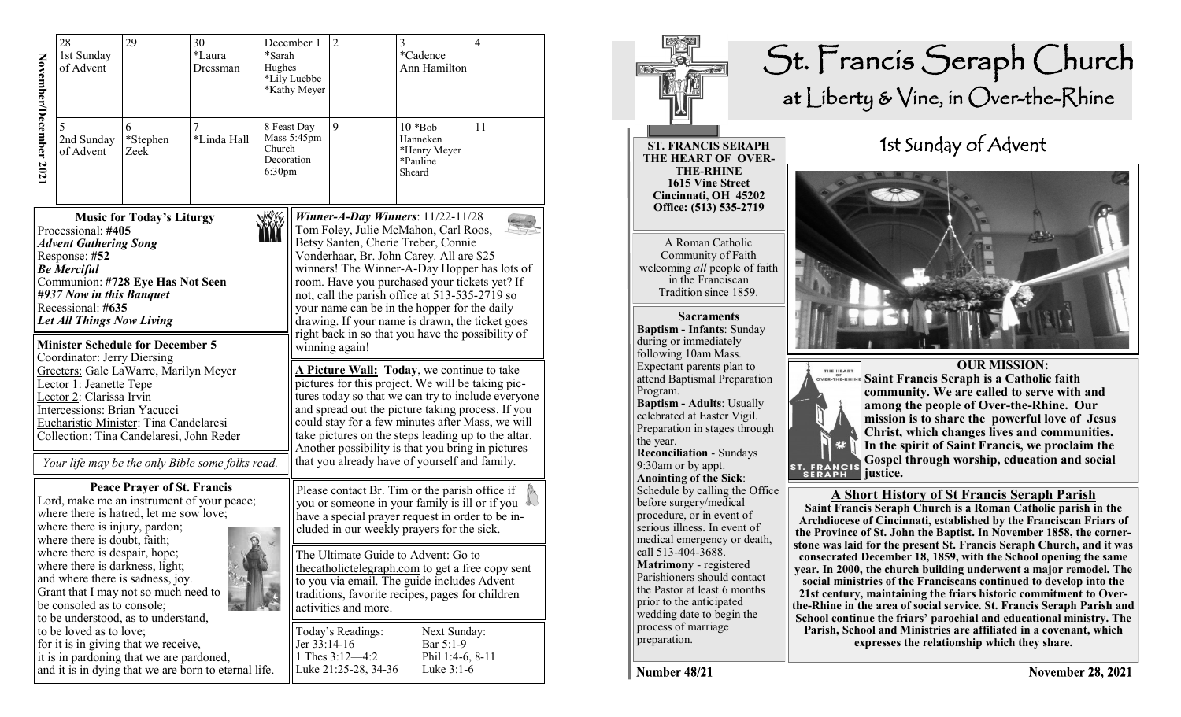**November/December 2021**

| 28 | 29 | 30 | December 1 | 2 | 3 | 4 |
|---|---|---|---|---|---|---|
| 1st Sunday of Advent | | *Laura Dressman | *Sarah Hughes *Lily Luebbe *Kathy Meyer | | *Cadence Ann Hamilton | |
| 5 | 6 | 7 | 8 Feast Day Mass 5:45pm Church Decoration 6:30pm | 9 | 10 *Bob Hanneken *Henry Meyer *Pauline Sheard | 11 |
| 2nd Sunday of Advent | *Stephen Zeek | *Linda Hall | | | | |

### Music for Today's Liturgy

Processional: **#405**
***Advent Gathering Song***
Response: **#52**
***Be Merciful***
Communion: **#728 Eye Has Not Seen**
***#937 Now in this Banquet***
Recessional: **#635**
***Let All Things Now Living***

### Minister Schedule for December 5

Coordinator: Jerry Diersing
Greeters: Gale LaWarre, Marilyn Meyer
Lector 1: Jeanette Tepe
Lector 2: Clarissa Irvin
Intercessions: Brian Yacucci
Eucharistic Minister: Tina Candelaresi
Collection: Tina Candelaresi, John Reder

*Your life may be the only Bible some folks read.*

### Peace Prayer of St. Francis

Lord, make me an instrument of your peace;
where there is hatred, let me sow love;
where there is injury, pardon;
where there is doubt, faith;
where there is despair, hope;
where there is darkness, light;
and where there is sadness, joy.
Grant that I may not so much need to be consoled as to console;
to be understood, as to understand,
to be loved as to love;
for it is in giving that we receive,
it is in pardoning that we are pardoned,
and it is in dying that we are born to eternal life.

***Winner-A-Day Winners***: 11/22-11/28
Tom Foley, Julie McMahon, Carl Roos, Betsy Santen, Cherie Treber, Connie Vonderhaar, Br. John Carey. All are $25 winners! The Winner-A-Day Hopper has lots of room. Have you purchased your tickets yet? If not, call the parish office at 513-535-2719 so your name can be in the hopper for the daily drawing. If your name is drawn, the ticket goes right back in so that you have the possibility of winning again!

**A Picture Wall: Today**, we continue to take pictures for this project. We will be taking pictures today so that we can try to include everyone and spread out the picture taking process. If you could stay for a few minutes after Mass, we will take pictures on the steps leading up to the altar. Another possibility is that you bring in pictures that you already have of yourself and family.

Please contact Br. Tim or the parish office if you or someone in your family is ill or if you have a special prayer request in order to be included in our weekly prayers for the sick.

The Ultimate Guide to Advent: Go to thecatholictelegraph.com to get a free copy sent to you via email. The guide includes Advent traditions, favorite recipes, pages for children activities and more.

| Today's Readings: | Next Sunday: |
|---|---|
| Jer 33:14-16 | Bar 5:1-9 |
| 1 Thes 3:12—4:2 | Phil 1:4-6, 8-11 |
| Luke 21:25-28, 34-36 | Luke 3:1-6 |

# St. Francis Seraph Church
## at Liberty & Vine, in Over-the-Rhine

**ST. FRANCIS SERAPH THE HEART OF OVER-THE-RHINE**
**1615 Vine Street**
**Cincinnati, OH 45202**
**Office: (513) 535-2719**

A Roman Catholic Community of Faith welcoming *all* people of faith in the Franciscan Tradition since 1859.

### Sacraments

**Baptism - Infants**: Sunday during or immediately following 10am Mass. Expectant parents plan to attend Baptismal Preparation Program.
**Baptism - Adults**: Usually celebrated at Easter Vigil. Preparation in stages through the year.
**Reconciliation** - Sundays 9:30am or by appt.
**Anointing of the Sick**: Schedule by calling the Office before surgery/medical procedure, or in event of serious illness. In event of medical emergency or death, call 513-404-3688.
**Matrimony** - registered Parishioners should contact the Pastor at least 6 months prior to the anticipated wedding date to begin the process of marriage preparation.

## 1st Sunday of Advent

### OUR MISSION:

**Saint Francis Seraph is a Catholic faith community. We are called to serve with and among the people of Over-the-Rhine. Our mission is to share the powerful love of Jesus Christ, which changes lives and communities. In the spirit of Saint Francis, we proclaim the Gospel through worship, education and social justice.**

### A Short History of St Francis Seraph Parish

**Saint Francis Seraph Church is a Roman Catholic parish in the Archdiocese of Cincinnati, established by the Franciscan Friars of the Province of St. John the Baptist. In November 1858, the cornerstone was laid for the present St. Francis Seraph Church, and it was consecrated December 18, 1859, with the School opening the same year. In 2000, the church building underwent a major remodel. The social ministries of the Franciscans continued to develop into the 21st century, maintaining the friars historic commitment to Over-the-Rhine in the area of social service. St. Francis Seraph Parish and School continue the friars' parochial and educational ministry. The Parish, School and Ministries are affiliated in a covenant, which expresses the relationship which they share.**

**Number 48/21** **November 28, 2021**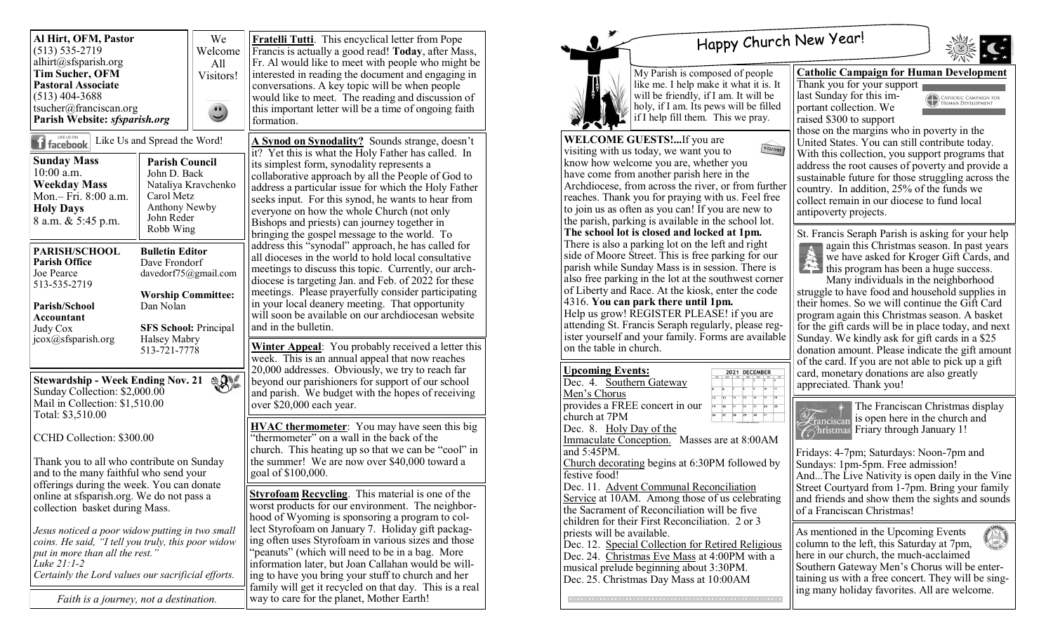**Al Hirt, OFM, Pastor**
(513) 535-2719
alhirt@sfsparish.org
**Tim Sucher, OFM**
**Pastoral Associate**
(513) 404-3688
tsucher@franciscan.org
**Parish Website:** ***sfsparish.org***

We Welcome All Visitors!

Like Us and Spread the Word!

**Sunday Mass**
10:00 a.m.
**Weekday Mass**
Mon.– Fri. 8:00 a.m.
**Holy Days**
8 a.m. & 5:45 p.m.

**Parish Council**
John D. Back
Nataliya Kravchenko
Carol Metz
Anthony Newby
John Reder
Robb Wing

**PARISH/SCHOOL**
**Parish Office**
Joe Pearce
513-535-2719

**Parish/School Accountant**
Judy Cox
jcox@sfsparish.org

**Bulletin Editor**
Dave Frondorf
davedorf75@gmail.com

**Worship Committee:**
Dan Nolan

**SFS School:** Principal
Halsey Mabry
513-721-7778

**Stewardship - Week Ending Nov. 21**
Sunday Collection: $2,000.00
Mail in Collection: $1,510.00
Total: $3,510.00

CCHD Collection: $300.00

Thank you to all who contribute on Sunday and to the many faithful who send your offerings during the week. You can donate online at sfsparish.org. We do not pass a collection basket during Mass.

*Jesus noticed a poor widow putting in two small coins. He said, "I tell you truly, this poor widow put in more than all the rest." Luke 21:1-2*
*Certainly the Lord values our sacrificial efforts.*

*Faith is a journey, not a destination.*

**Fratelli Tutti**. This encyclical letter from Pope Francis is actually a good read! **Today**, after Mass, Fr. Al would like to meet with people who might be interested in reading the document and engaging in conversations. A key topic will be when people would like to meet. The reading and discussion of this important letter will be a time of ongoing faith formation.

**A Synod on Synodality?** Sounds strange, doesn't it? Yet this is what the Holy Father has called. In its simplest form, synodality represents a collaborative approach by all the People of God to address a particular issue for which the Holy Father seeks input. For this synod, he wants to hear from everyone on how the whole Church (not only Bishops and priests) can journey together in bringing the gospel message to the world. To address this "synodal" approach, he has called for all dioceses in the world to hold local consultative meetings to discuss this topic. Currently, our archdiocese is targeting Jan. and Feb. of 2022 for these meetings. Please prayerfully consider participating in your local deanery meeting. That opportunity will soon be available on our archdiocesan website and in the bulletin.

**Winter Appeal**: You probably received a letter this week. This is an annual appeal that now reaches 20,000 addresses. Obviously, we try to reach far beyond our parishioners for support of our school and parish. We budget with the hopes of receiving over $20,000 each year.

**HVAC thermometer**: You may have seen this big "thermometer" on a wall in the back of the church. This heating up so that we can be "cool" in the summer! We are now over $40,000 toward a goal of $100,000.

**Styrofoam Recycling**. This material is one of the worst products for our environment. The neighborhood of Wyoming is sponsoring a program to collect Styrofoam on January 7. Holiday gift packaging often uses Styrofoam in various sizes and those "peanuts" (which will need to be in a bag. More information later, but Joan Callahan would be willing to have you bring your stuff to church and her family will get it recycled on that day. This is a real way to care for the planet, Mother Earth!

# Happy Church New Year!

My Parish is composed of people like me. I help make it what it is. It will be friendly, if I am. It will be holy, if I am. Its pews will be filled if I help fill them. This we pray.

**WELCOME GUESTS!...**If you are visiting with us today, we want you to know how welcome you are, whether you have come from another parish here in the Archdiocese, from across the river, or from further reaches. Thank you for praying with us. Feel free to join us as often as you can! If you are new to the parish, parking is available in the school lot. **The school lot is closed and locked at 1pm.** There is also a parking lot on the left and right side of Moore Street. This is free parking for our parish while Sunday Mass is in session. There is also free parking in the lot at the southwest corner of Liberty and Race. At the kiosk, enter the code 4316. **You can park there until 1pm.**
Help us grow! REGISTER PLEASE! if you are attending St. Francis Seraph regularly, please register yourself and your family. Forms are available on the table in church.

**Upcoming Events:**
Dec. 4. Southern Gateway Men's Chorus provides a FREE concert in our church at 7PM
Dec. 8. Holy Day of the Immaculate Conception. Masses are at 8:00AM and 5:45PM.
Church decorating begins at 6:30PM followed by festive food!
Dec. 11. Advent Communal Reconciliation Service at 10AM. Among those of us celebrating the Sacrament of Reconciliation will be five children for their First Reconciliation. 2 or 3 priests will be available.
Dec. 12. Special Collection for Retired Religious
Dec. 24. Christmas Eve Mass at 4:00PM with a musical prelude beginning about 3:30PM.
Dec. 25. Christmas Day Mass at 10:00AM

**Catholic Campaign for Human Development**
Thank you for your support last Sunday for this important collection. We raised $300 to support those on the margins who in poverty in the United States. You can still contribute today. With this collection, you support programs that address the root causes of poverty and provide a sustainable future for those struggling across the country. In addition, 25% of the funds we collect remain in our diocese to fund local antipoverty projects.

St. Francis Seraph Parish is asking for your help again this Christmas season. In past years we have asked for Kroger Gift Cards, and this program has been a huge success. Many individuals in the neighborhood struggle to have food and household supplies in their homes. So we will continue the Gift Card program again this Christmas season. A basket for the gift cards will be in place today, and next Sunday. We kindly ask for gift cards in a $25 donation amount. Please indicate the gift amount of the card. If you are not able to pick up a gift card, monetary donations are also greatly appreciated. Thank you!

The Franciscan Christmas display is open here in the church and Friary through January 1!

Fridays: 4-7pm; Saturdays: Noon-7pm and Sundays: 1pm-5pm. Free admission!
And...The Live Nativity is open daily in the Vine Street Courtyard from 1-7pm. Bring your family and friends and show them the sights and sounds of a Franciscan Christmas!

As mentioned in the Upcoming Events column to the left, this Saturday at 7pm, here in our church, the much-acclaimed Southern Gateway Men's Chorus will be entertaining us with a free concert. They will be singing many holiday favorites. All are welcome.